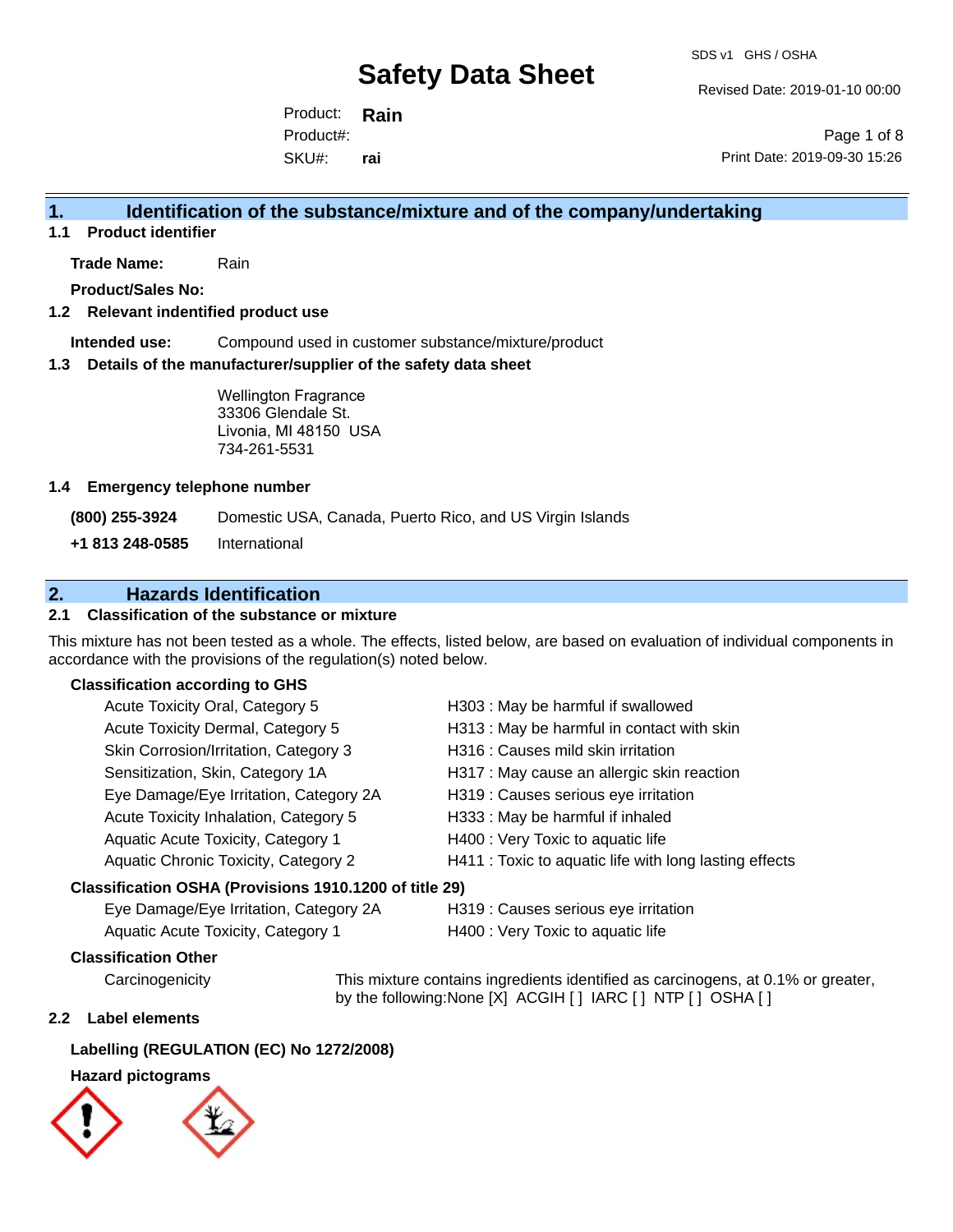# Safety Data Sheet

SDS v1 GHS / OSHA

Revised Date: 2019-01-10 00:00

Product: **Rain**
Product#:
SKU#: **rai**

Print Date: 2019-09-30 15:26

## 1. Identification of the substance/mixture and of the company/undertaking

### 1.1 Product identifier

**Trade Name:** Rain

**Product/Sales No:**

### 1.2 Relevant indentified product use

**Intended use:** Compound used in customer substance/mixture/product

### 1.3 Details of the manufacturer/supplier of the safety data sheet

Wellington Fragrance
33306 Glendale St.
Livonia, MI 48150 USA
734-261-5531

### 1.4 Emergency telephone number

**(800) 255-3924** Domestic USA, Canada, Puerto Rico, and US Virgin Islands

**+1 813 248-0585** International

## 2. Hazards Identification

### 2.1 Classification of the substance or mixture

This mixture has not been tested as a whole. The effects, listed below, are based on evaluation of individual components in accordance with the provisions of the regulation(s) noted below.

**Classification according to GHS**

| | |
|---|---|
| Acute Toxicity Oral, Category 5 | H303 : May be harmful if swallowed |
| Acute Toxicity Dermal, Category 5 | H313 : May be harmful in contact with skin |
| Skin Corrosion/Irritation, Category 3 | H316 : Causes mild skin irritation |
| Sensitization, Skin, Category 1A | H317 : May cause an allergic skin reaction |
| Eye Damage/Eye Irritation, Category 2A | H319 : Causes serious eye irritation |
| Acute Toxicity Inhalation, Category 5 | H333 : May be harmful if inhaled |
| Aquatic Acute Toxicity, Category 1 | H400 : Very Toxic to aquatic life |
| Aquatic Chronic Toxicity, Category 2 | H411 : Toxic to aquatic life with long lasting effects |

**Classification OSHA (Provisions 1910.1200 of title 29)**

| | |
|---|---|
| Eye Damage/Eye Irritation, Category 2A | H319 : Causes serious eye irritation |
| Aquatic Acute Toxicity, Category 1 | H400 : Very Toxic to aquatic life |

**Classification Other**

Carcinogenicity — This mixture contains ingredients identified as carcinogens, at 0.1% or greater, by the following:None [X] ACGIH [ ] IARC [ ] NTP [ ] OSHA [ ]

### 2.2 Label elements

**Labelling (REGULATION (EC) No 1272/2008)**

**Hazard pictograms**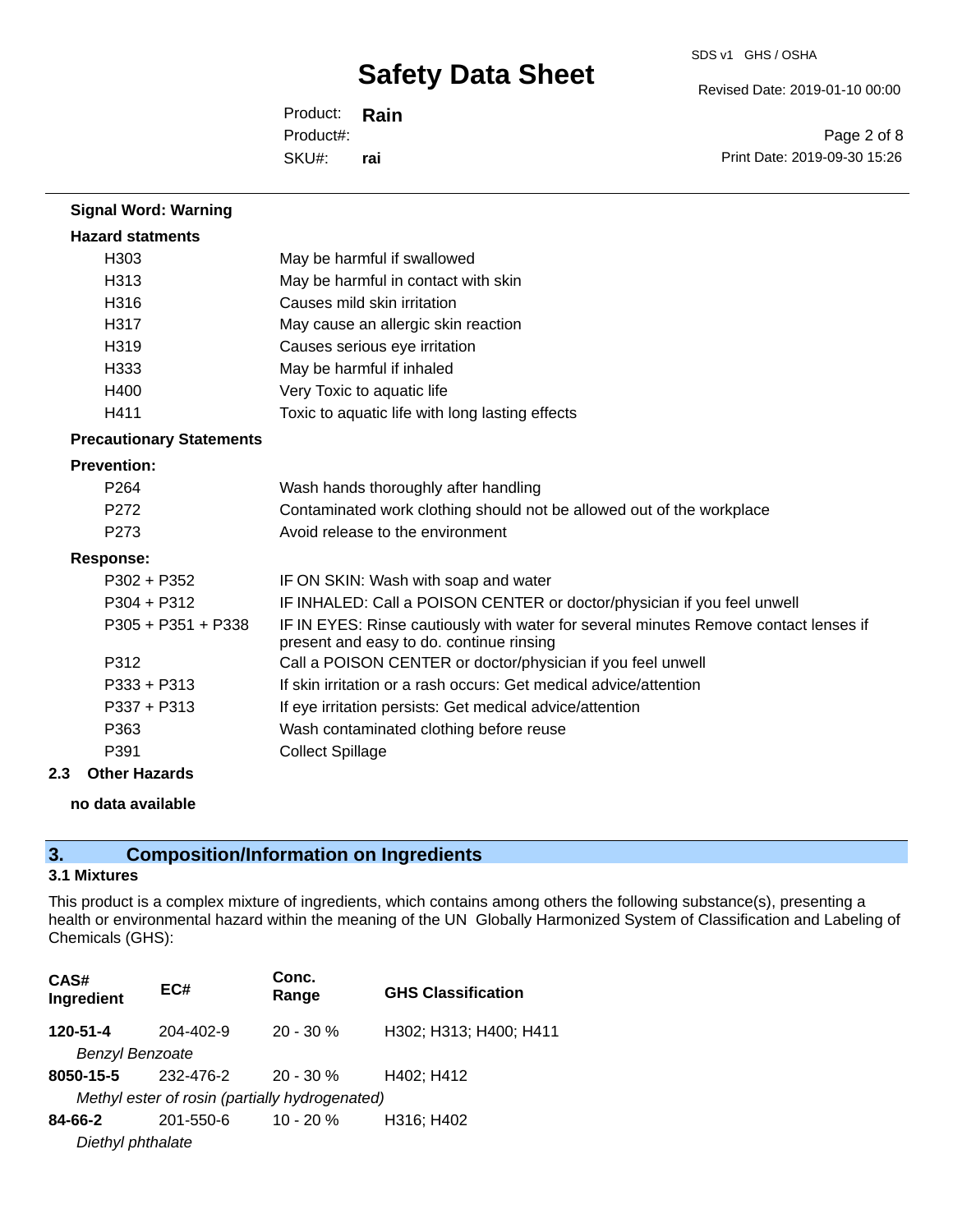**Signal Word: Warning**

**Hazard statments**

| | |
|---|---|
| H303 | May be harmful if swallowed |
| H313 | May be harmful in contact with skin |
| H316 | Causes mild skin irritation |
| H317 | May cause an allergic skin reaction |
| H319 | Causes serious eye irritation |
| H333 | May be harmful if inhaled |
| H400 | Very Toxic to aquatic life |
| H411 | Toxic to aquatic life with long lasting effects |

**Precautionary Statements**

**Prevention:**

| | |
|---|---|
| P264 | Wash hands thoroughly after handling |
| P272 | Contaminated work clothing should not be allowed out of the workplace |
| P273 | Avoid release to the environment |

**Response:**

| | |
|---|---|
| P302 + P352 | IF ON SKIN: Wash with soap and water |
| P304 + P312 | IF INHALED: Call a POISON CENTER or doctor/physician if you feel unwell |
| P305 + P351 + P338 | IF IN EYES: Rinse cautiously with water for several minutes Remove contact lenses if present and easy to do. continue rinsing |
| P312 | Call a POISON CENTER or doctor/physician if you feel unwell |
| P333 + P313 | If skin irritation or a rash occurs: Get medical advice/attention |
| P337 + P313 | If eye irritation persists: Get medical advice/attention |
| P363 | Wash contaminated clothing before reuse |
| P391 | Collect Spillage |

### 2.3 Other Hazards

**no data available**

## 3. Composition/Information on Ingredients

### 3.1 Mixtures

This product is a complex mixture of ingredients, which contains among others the following substance(s), presenting a health or environmental hazard within the meaning of the UN Globally Harmonized System of Classification and Labeling of Chemicals (GHS):

| CAS# Ingredient | EC# | Conc. Range | GHS Classification |
|---|---|---|---|
| **120-51-4** | 204-402-9 | 20 - 30 % | H302; H313; H400; H411 |
| *Benzyl Benzoate* | | | |
| **8050-15-5** | 232-476-2 | 20 - 30 % | H402; H412 |
| *Methyl ester of rosin (partially hydrogenated)* | | | |
| **84-66-2** | 201-550-6 | 10 - 20 % | H316; H402 |
| *Diethyl phthalate* | | | |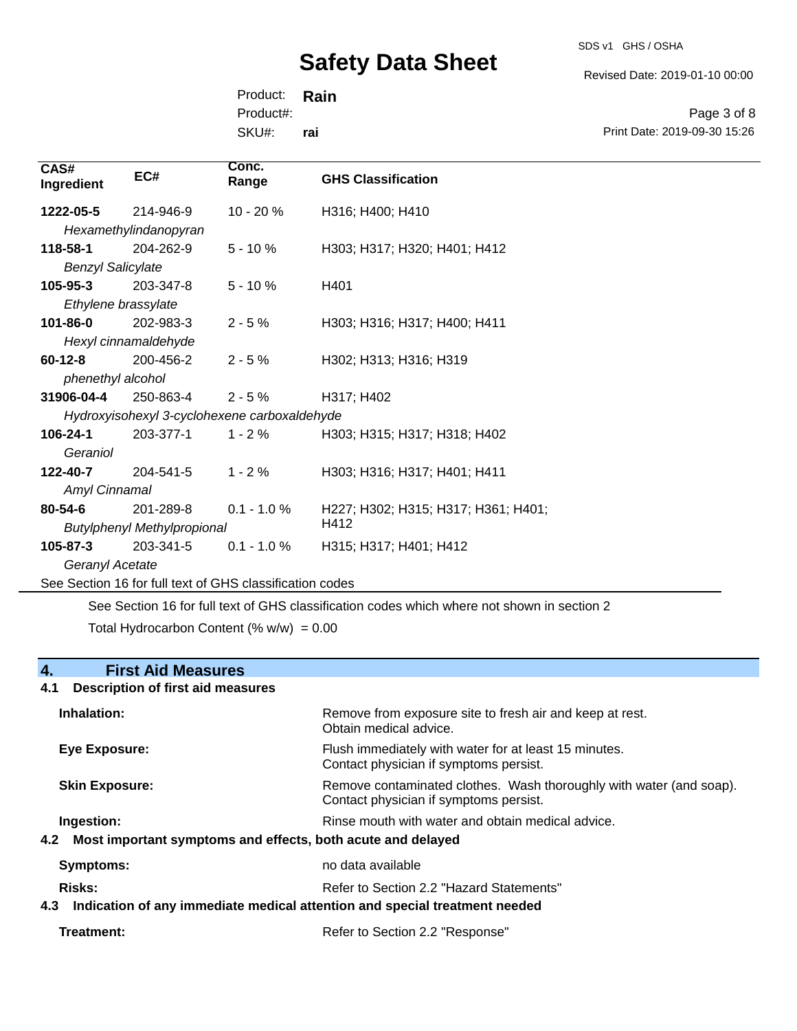| CAS# Ingredient | EC# | Conc. Range | GHS Classification |
|---|---|---|---|
| **1222-05-5** *Hexamethylindanopyran* | 214-946-9 | 10 - 20 % | H316; H400; H410 |
| **118-58-1** *Benzyl Salicylate* | 204-262-9 | 5 - 10 % | H303; H317; H320; H401; H412 |
| **105-95-3** *Ethylene brassylate* | 203-347-8 | 5 - 10 % | H401 |
| **101-86-0** *Hexyl cinnamaldehyde* | 202-983-3 | 2 - 5 % | H303; H316; H317; H400; H411 |
| **60-12-8** *phenethyl alcohol* | 200-456-2 | 2 - 5 % | H302; H313; H316; H319 |
| **31906-04-4** *Hydroxyisohexyl 3-cyclohexene carboxaldehyde* | 250-863-4 | 2 - 5 % | H317; H402 |
| **106-24-1** *Geraniol* | 203-377-1 | 1 - 2 % | H303; H315; H317; H318; H402 |
| **122-40-7** *Amyl Cinnamal* | 204-541-5 | 1 - 2 % | H303; H316; H317; H401; H411 |
| **80-54-6** *Butylphenyl Methylpropional* | 201-289-8 | 0.1 - 1.0 % | H227; H302; H315; H317; H361; H401; H412 |
| **105-87-3** *Geranyl Acetate* | 203-341-5 | 0.1 - 1.0 % | H315; H317; H401; H412 |

See Section 16 for full text of GHS classification codes

See Section 16 for full text of GHS classification codes which where not shown in section 2

Total Hydrocarbon Content (% w/w) = 0.00

## 4. First Aid Measures

### 4.1 Description of first aid measures

**Inhalation:** Remove from exposure site to fresh air and keep at rest. Obtain medical advice.

**Eye Exposure:** Flush immediately with water for at least 15 minutes. Contact physician if symptoms persist.

**Skin Exposure:** Remove contaminated clothes. Wash thoroughly with water (and soap). Contact physician if symptoms persist.

**Ingestion:** Rinse mouth with water and obtain medical advice.

### 4.2 Most important symptoms and effects, both acute and delayed

**Symptoms:** no data available

**Risks:** Refer to Section 2.2 "Hazard Statements"

### 4.3 Indication of any immediate medical attention and special treatment needed

**Treatment:** Refer to Section 2.2 "Response"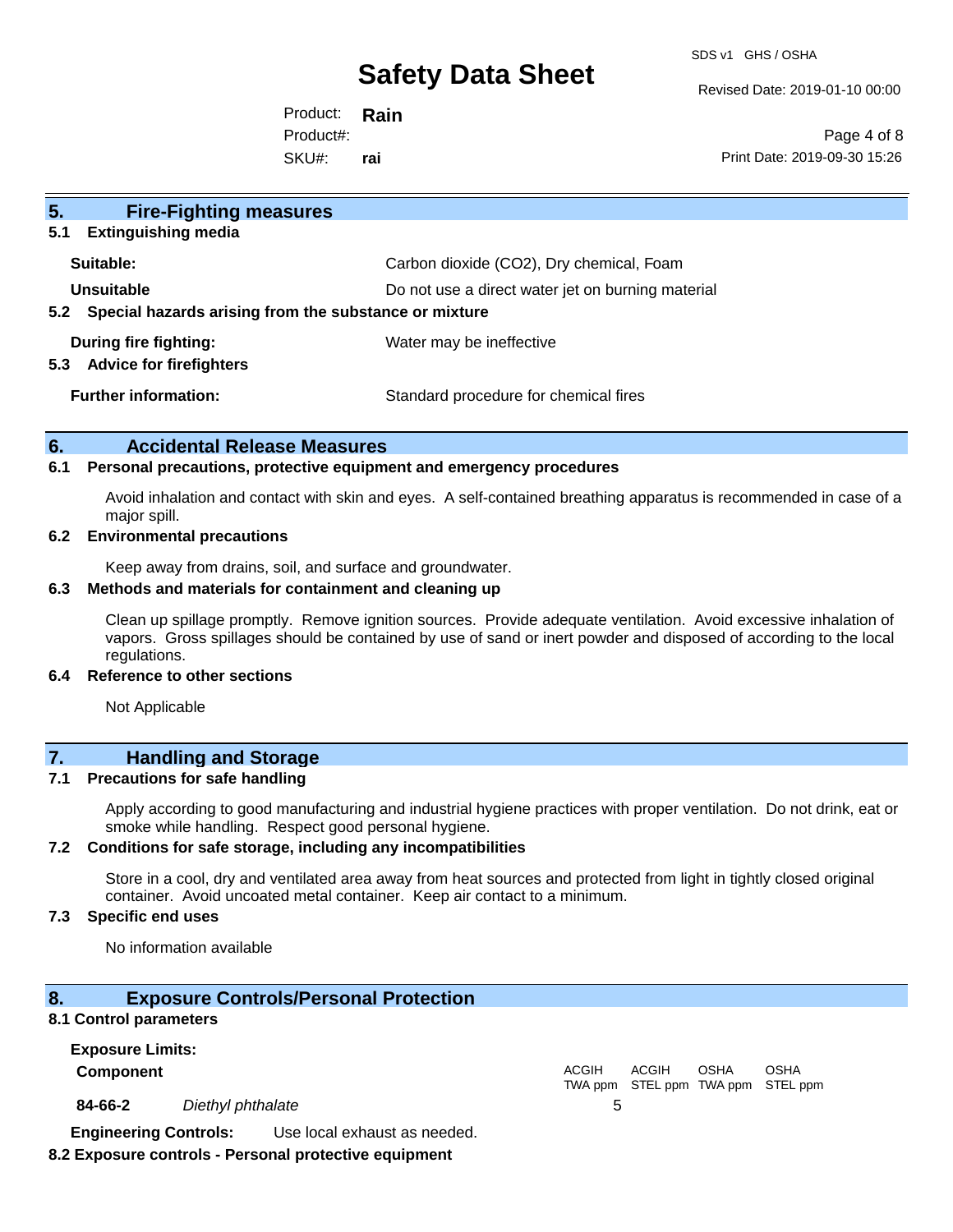## 5. Fire-Fighting measures

**5.1 Extinguishing media**

| | |
|---|---|
| **Suitable:** | Carbon dioxide ($CO_2$), Dry chemical, Foam |
| **Unsuitable** | Do not use a direct water jet on burning material |

**5.2 Special hazards arising from the substance or mixture**

| | |
|---|---|
| **During fire fighting:** | Water may be ineffective |

**5.3 Advice for firefighters**

| | |
|---|---|
| **Further information:** | Standard procedure for chemical fires |

## 6. Accidental Release Measures

**6.1 Personal precautions, protective equipment and emergency procedures**

Avoid inhalation and contact with skin and eyes. A self-contained breathing apparatus is recommended in case of a major spill.

**6.2 Environmental precautions**

Keep away from drains, soil, and surface and groundwater.

**6.3 Methods and materials for containment and cleaning up**

Clean up spillage promptly. Remove ignition sources. Provide adequate ventilation. Avoid excessive inhalation of vapors. Gross spillages should be contained by use of sand or inert powder and disposed of according to the local regulations.

**6.4 Reference to other sections**

Not Applicable

## 7. Handling and Storage

**7.1 Precautions for safe handling**

Apply according to good manufacturing and industrial hygiene practices with proper ventilation. Do not drink, eat or smoke while handling. Respect good personal hygiene.

**7.2 Conditions for safe storage, including any incompatibilities**

Store in a cool, dry and ventilated area away from heat sources and protected from light in tightly closed original container. Avoid uncoated metal container. Keep air contact to a minimum.

**7.3 Specific end uses**

No information available

## 8. Exposure Controls/Personal Protection

**8.1 Control parameters**

**Exposure Limits:**

| Component | | ACGIH TWA ppm | ACGIH STEL ppm | OSHA TWA ppm | OSHA STEL ppm |
|---|---|---|---|---|---|
| **84-66-2** | *Diethyl phthalate* | 5 | | | |

**Engineering Controls:** Use local exhaust as needed.

**8.2 Exposure controls - Personal protective equipment**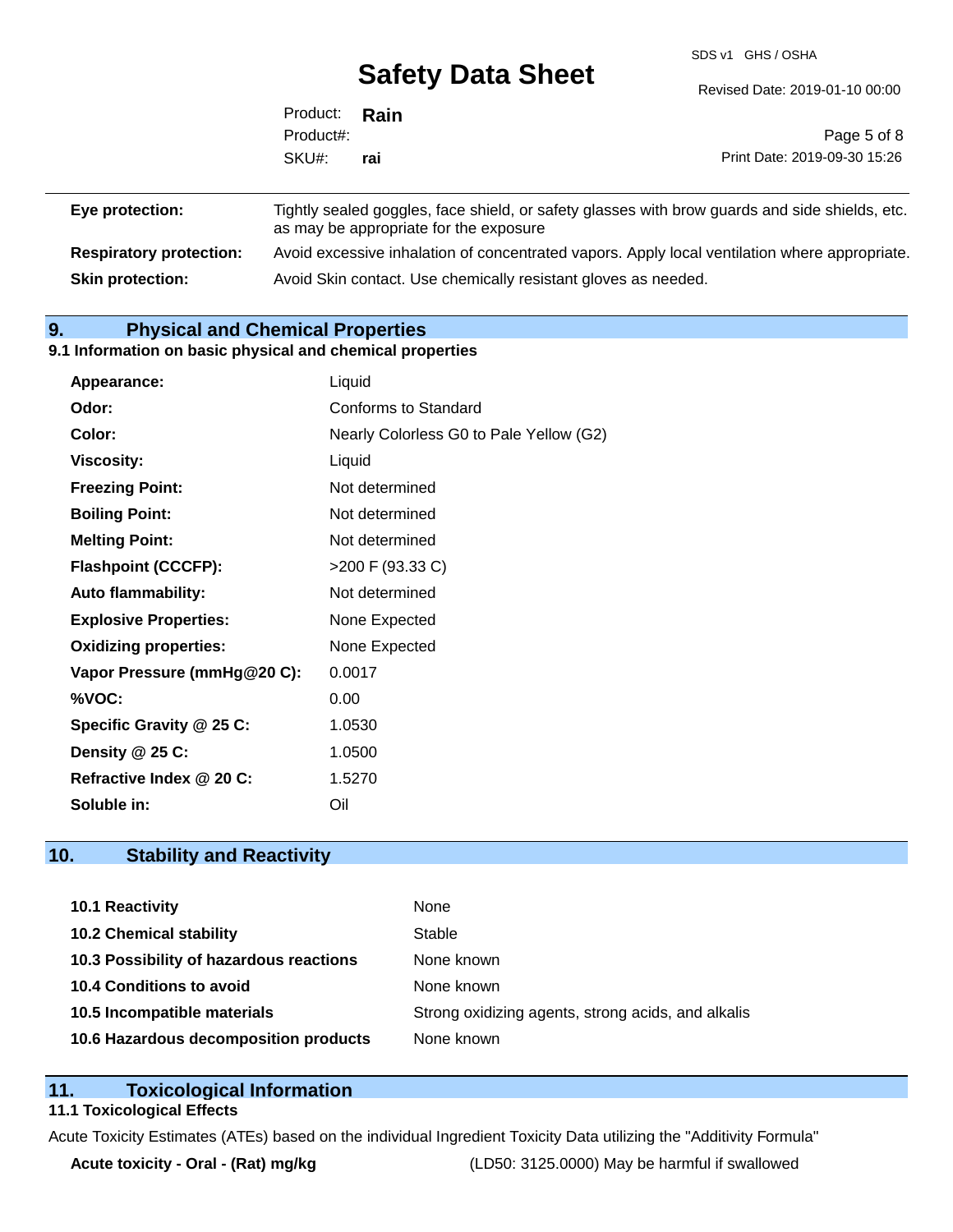| | |
|---|---|
| **Eye protection:** | Tightly sealed goggles, face shield, or safety glasses with brow guards and side shields, etc. as may be appropriate for the exposure |
| **Respiratory protection:** | Avoid excessive inhalation of concentrated vapors. Apply local ventilation where appropriate. |
| **Skin protection:** | Avoid Skin contact. Use chemically resistant gloves as needed. |

## 9. Physical and Chemical Properties

### 9.1 Information on basic physical and chemical properties

| | |
|---|---|
| **Appearance:** | Liquid |
| **Odor:** | Conforms to Standard |
| **Color:** | Nearly Colorless G0 to Pale Yellow (G2) |
| **Viscosity:** | Liquid |
| **Freezing Point:** | Not determined |
| **Boiling Point:** | Not determined |
| **Melting Point:** | Not determined |
| **Flashpoint (CCCFP):** | >200 F (93.33 C) |
| **Auto flammability:** | Not determined |
| **Explosive Properties:** | None Expected |
| **Oxidizing properties:** | None Expected |
| **Vapor Pressure (mmHg@20 C):** | 0.0017 |
| **%VOC:** | 0.00 |
| **Specific Gravity @ 25 C:** | 1.0530 |
| **Density @ 25 C:** | 1.0500 |
| **Refractive Index @ 20 C:** | 1.5270 |
| **Soluble in:** | Oil |

## 10. Stability and Reactivity

| | |
|---|---|
| **10.1 Reactivity** | None |
| **10.2 Chemical stability** | Stable |
| **10.3 Possibility of hazardous reactions** | None known |
| **10.4 Conditions to avoid** | None known |
| **10.5 Incompatible materials** | Strong oxidizing agents, strong acids, and alkalis |
| **10.6 Hazardous decomposition products** | None known |

## 11. Toxicological Information

### 11.1 Toxicological Effects

Acute Toxicity Estimates (ATEs) based on the individual Ingredient Toxicity Data utilizing the "Additivity Formula"

| | |
|---|---|
| **Acute toxicity - Oral - (Rat) mg/kg** | (LD50: 3125.0000) May be harmful if swallowed |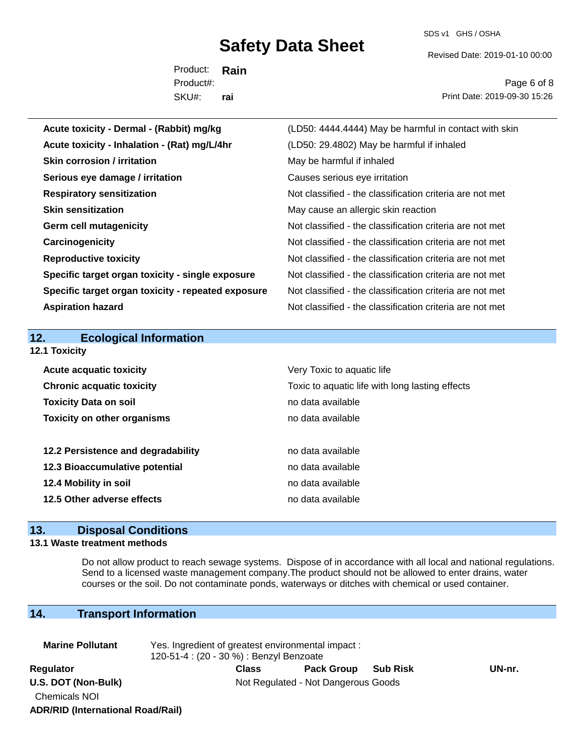| | |
|---|---|
| **Acute toxicity - Dermal - (Rabbit) mg/kg** | (LD50: 4444.4444) May be harmful in contact with skin |
| **Acute toxicity - Inhalation - (Rat) mg/L/4hr** | (LD50: 29.4802) May be harmful if inhaled |
| **Skin corrosion / irritation** | May be harmful if inhaled |
| **Serious eye damage / irritation** | Causes serious eye irritation |
| **Respiratory sensitization** | Not classified - the classification criteria are not met |
| **Skin sensitization** | May cause an allergic skin reaction |
| **Germ cell mutagenicity** | Not classified - the classification criteria are not met |
| **Carcinogenicity** | Not classified - the classification criteria are not met |
| **Reproductive toxicity** | Not classified - the classification criteria are not met |
| **Specific target organ toxicity - single exposure** | Not classified - the classification criteria are not met |
| **Specific target organ toxicity - repeated exposure** | Not classified - the classification criteria are not met |
| **Aspiration hazard** | Not classified - the classification criteria are not met |

## 12. Ecological Information

### 12.1 Toxicity

| | |
|---|---|
| **Acute acquatic toxicity** | Very Toxic to aquatic life |
| **Chronic acquatic toxicity** | Toxic to aquatic life with long lasting effects |
| **Toxicity Data on soil** | no data available |
| **Toxicity on other organisms** | no data available |

| | |
|---|---|
| **12.2 Persistence and degradability** | no data available |
| **12.3 Bioaccumulative potential** | no data available |
| **12.4 Mobility in soil** | no data available |
| **12.5 Other adverse effects** | no data available |

## 13. Disposal Conditions

### 13.1 Waste treatment methods

Do not allow product to reach sewage systems. Dispose of in accordance with all local and national regulations. Send to a licensed waste management company.The product should not be allowed to enter drains, water courses or the soil. Do not contaminate ponds, waterways or ditches with chemical or used container.

## 14. Transport Information

**Marine Pollutant** Yes. Ingredient of greatest environmental impact :
120-51-4 : (20 - 30 %) : Benzyl Benzoate

| Regulator | Class | Pack Group | Sub Risk | UN-nr. |
|---|---|---|---|---|
| **U.S. DOT (Non-Bulk)** | Not Regulated - Not Dangerous Goods | | | |
| Chemicals NOI | | | | |
| **ADR/RID (International Road/Rail)** | | | | |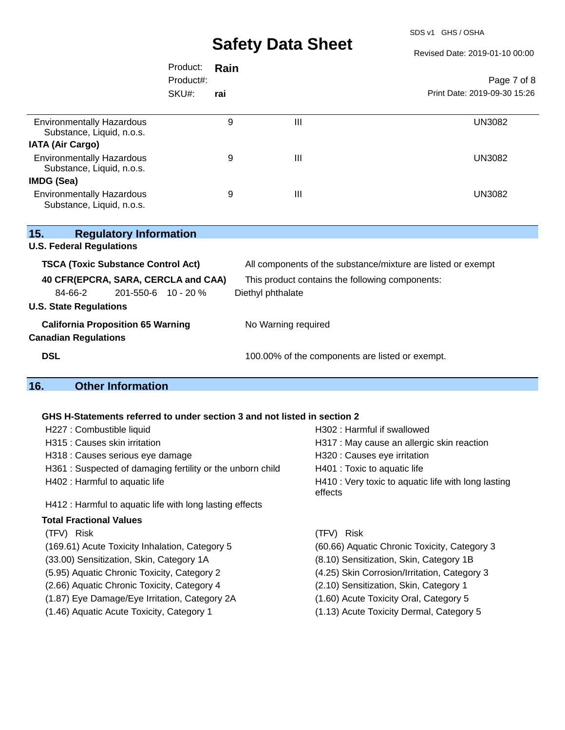| | | | |
|---|---|---|---|
| Environmentally Hazardous Substance, Liquid, n.o.s. | 9 | III | UN3082 |
| **IATA (Air Cargo)** | | | |
| Environmentally Hazardous Substance, Liquid, n.o.s. | 9 | III | UN3082 |
| **IMDG (Sea)** | | | |
| Environmentally Hazardous Substance, Liquid, n.o.s. | 9 | III | UN3082 |

## 15. Regulatory Information

**U.S. Federal Regulations**

**TSCA (Toxic Substance Control Act)** — All components of the substance/mixture are listed or exempt

**40 CFR(EPCRA, SARA, CERCLA and CAA)** — This product contains the following components:

| | | | |
|---|---|---|---|
| 84-66-2 | 201-550-6 | 10 - 20 % | Diethyl phthalate |

**U.S. State Regulations**

**California Proposition 65 Warning** — No Warning required

**Canadian Regulations**

**DSL** — 100.00% of the components are listed or exempt.

## 16. Other Information

**GHS H-Statements referred to under section 3 and not listed in section 2**

- H227 : Combustible liquid
- H302 : Harmful if swallowed
- H315 : Causes skin irritation
- H317 : May cause an allergic skin reaction
- H318 : Causes serious eye damage
- H320 : Causes eye irritation
- H361 : Suspected of damaging fertility or the unborn child
- H401 : Toxic to aquatic life
- H402 : Harmful to aquatic life
- H410 : Very toxic to aquatic life with long lasting effects
- H412 : Harmful to aquatic life with long lasting effects

**Total Fractional Values**

| (TFV) Risk | (TFV) Risk |
|---|---|
| (169.61) Acute Toxicity Inhalation, Category 5 | (60.66) Aquatic Chronic Toxicity, Category 3 |
| (33.00) Sensitization, Skin, Category 1A | (8.10) Sensitization, Skin, Category 1B |
| (5.95) Aquatic Chronic Toxicity, Category 2 | (4.25) Skin Corrosion/Irritation, Category 3 |
| (2.66) Aquatic Chronic Toxicity, Category 4 | (2.10) Sensitization, Skin, Category 1 |
| (1.87) Eye Damage/Eye Irritation, Category 2A | (1.60) Acute Toxicity Oral, Category 5 |
| (1.46) Aquatic Acute Toxicity, Category 1 | (1.13) Acute Toxicity Dermal, Category 5 |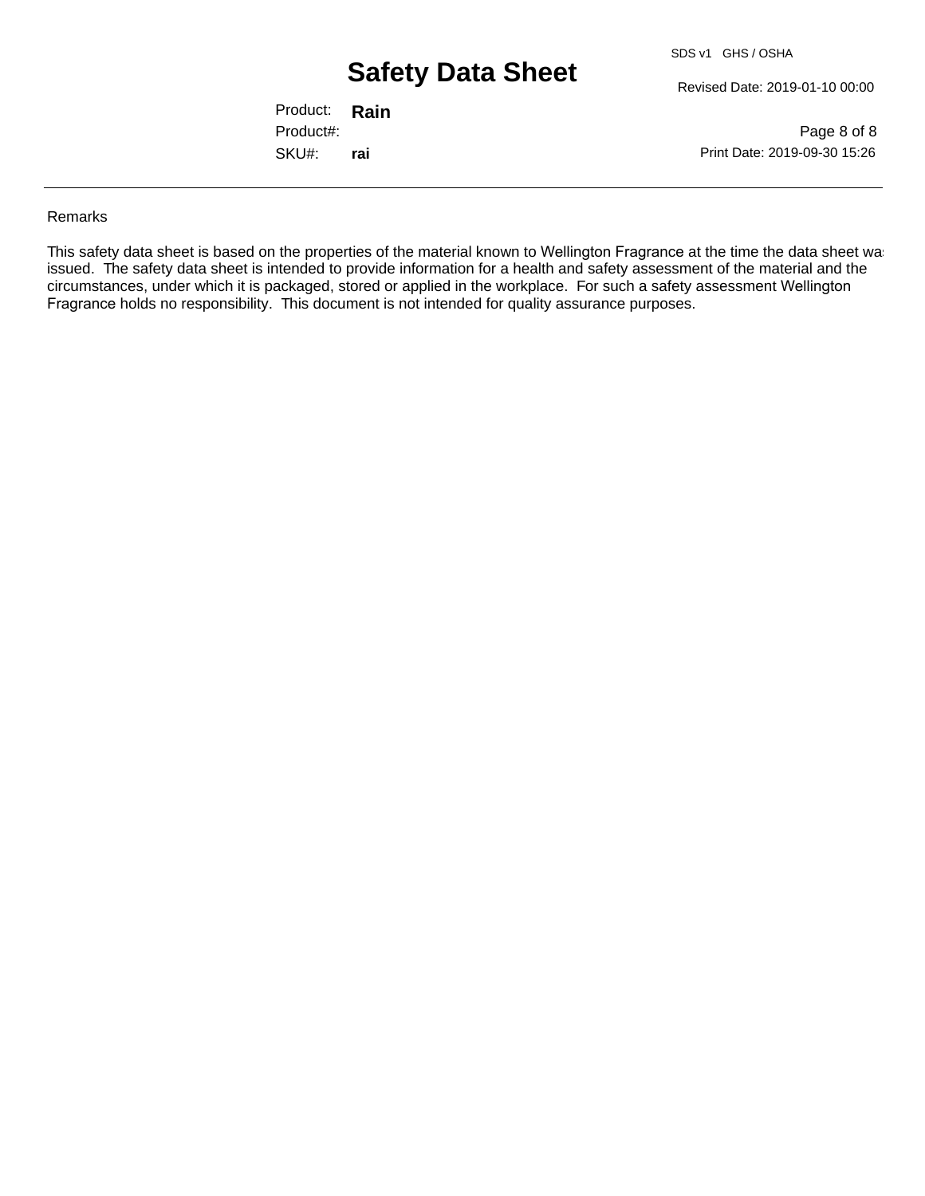## Remarks

This safety data sheet is based on the properties of the material known to Wellington Fragrance at the time the data sheet was issued. The safety data sheet is intended to provide information for a health and safety assessment of the material and the circumstances, under which it is packaged, stored or applied in the workplace. For such a safety assessment Wellington Fragrance holds no responsibility. This document is not intended for quality assurance purposes.